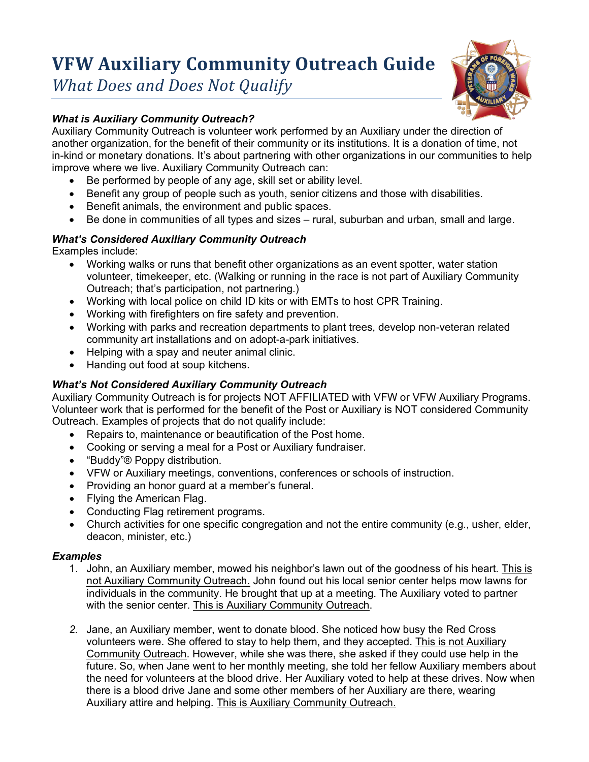# VFW Auxiliary Community Outreach Guide

*What Does and Does Not Qualify*

***What is Auxiliary Community Outreach?***

Auxiliary Community Outreach is volunteer work performed by an Auxiliary under the direction of another organization, for the benefit of their community or its institutions. It is a donation of time, not in-kind or monetary donations. It's about partnering with other organizations in our communities to help improve where we live. Auxiliary Community Outreach can:

- Be performed by people of any age, skill set or ability level.
- Benefit any group of people such as youth, senior citizens and those with disabilities.
- Benefit animals, the environment and public spaces.
- Be done in communities of all types and sizes – rural, suburban and urban, small and large.

***What's Considered Auxiliary Community Outreach***

Examples include:

- Working walks or runs that benefit other organizations as an event spotter, water station volunteer, timekeeper, etc. (Walking or running in the race is not part of Auxiliary Community Outreach; that's participation, not partnering.)
- Working with local police on child ID kits or with EMTs to host CPR Training.
- Working with firefighters on fire safety and prevention.
- Working with parks and recreation departments to plant trees, develop non-veteran related community art installations and on adopt-a-park initiatives.
- Helping with a spay and neuter animal clinic.
- Handing out food at soup kitchens.

***What's Not Considered Auxiliary Community Outreach***

Auxiliary Community Outreach is for projects NOT AFFILIATED with VFW or VFW Auxiliary Programs. Volunteer work that is performed for the benefit of the Post or Auxiliary is NOT considered Community Outreach. Examples of projects that do not qualify include:

- Repairs to, maintenance or beautification of the Post home.
- Cooking or serving a meal for a Post or Auxiliary fundraiser.
- "Buddy"® Poppy distribution.
- VFW or Auxiliary meetings, conventions, conferences or schools of instruction.
- Providing an honor guard at a member's funeral.
- Flying the American Flag.
- Conducting Flag retirement programs.
- Church activities for one specific congregation and not the entire community (e.g., usher, elder, deacon, minister, etc.)

***Examples***

1. John, an Auxiliary member, mowed his neighbor's lawn out of the goodness of his heart. This is not Auxiliary Community Outreach. John found out his local senior center helps mow lawns for individuals in the community. He brought that up at a meeting. The Auxiliary voted to partner with the senior center. This is Auxiliary Community Outreach.

2. Jane, an Auxiliary member, went to donate blood. She noticed how busy the Red Cross volunteers were. She offered to stay to help them, and they accepted. This is not Auxiliary Community Outreach. However, while she was there, she asked if they could use help in the future. So, when Jane went to her monthly meeting, she told her fellow Auxiliary members about the need for volunteers at the blood drive. Her Auxiliary voted to help at these drives. Now when there is a blood drive Jane and some other members of her Auxiliary are there, wearing Auxiliary attire and helping. This is Auxiliary Community Outreach.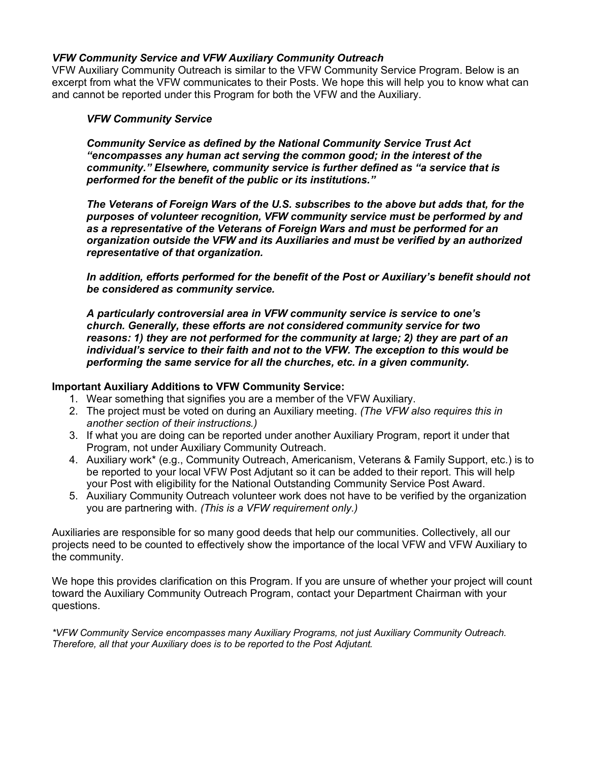***VFW Community Service and VFW Auxiliary Community Outreach***

VFW Auxiliary Community Outreach is similar to the VFW Community Service Program. Below is an excerpt from what the VFW communicates to their Posts. We hope this will help you to know what can and cannot be reported under this Program for both the VFW and the Auxiliary.

> ***VFW Community Service***
>
> ***Community Service as defined by the National Community Service Trust Act "encompasses any human act serving the common good; in the interest of the community." Elsewhere, community service is further defined as "a service that is performed for the benefit of the public or its institutions."***
>
> ***The Veterans of Foreign Wars of the U.S. subscribes to the above but adds that, for the purposes of volunteer recognition, VFW community service must be performed by and as a representative of the Veterans of Foreign Wars and must be performed for an organization outside the VFW and its Auxiliaries and must be verified by an authorized representative of that organization.***
>
> ***In addition, efforts performed for the benefit of the Post or Auxiliary's benefit should not be considered as community service.***
>
> ***A particularly controversial area in VFW community service is service to one's church. Generally, these efforts are not considered community service for two reasons: 1) they are not performed for the community at large; 2) they are part of an individual's service to their faith and not to the VFW. The exception to this would be performing the same service for all the churches, etc. in a given community.***

**Important Auxiliary Additions to VFW Community Service:**

1. Wear something that signifies you are a member of the VFW Auxiliary.
2. The project must be voted on during an Auxiliary meeting. *(The VFW also requires this in another section of their instructions.)*
3. If what you are doing can be reported under another Auxiliary Program, report it under that Program, not under Auxiliary Community Outreach.
4. Auxiliary work* (e.g., Community Outreach, Americanism, Veterans & Family Support, etc.) is to be reported to your local VFW Post Adjutant so it can be added to their report. This will help your Post with eligibility for the National Outstanding Community Service Post Award.
5. Auxiliary Community Outreach volunteer work does not have to be verified by the organization you are partnering with. *(This is a VFW requirement only.)*

Auxiliaries are responsible for so many good deeds that help our communities. Collectively, all our projects need to be counted to effectively show the importance of the local VFW and VFW Auxiliary to the community.

We hope this provides clarification on this Program. If you are unsure of whether your project will count toward the Auxiliary Community Outreach Program, contact your Department Chairman with your questions.

**VFW Community Service encompasses many Auxiliary Programs, not just Auxiliary Community Outreach. Therefore, all that your Auxiliary does is to be reported to the Post Adjutant.*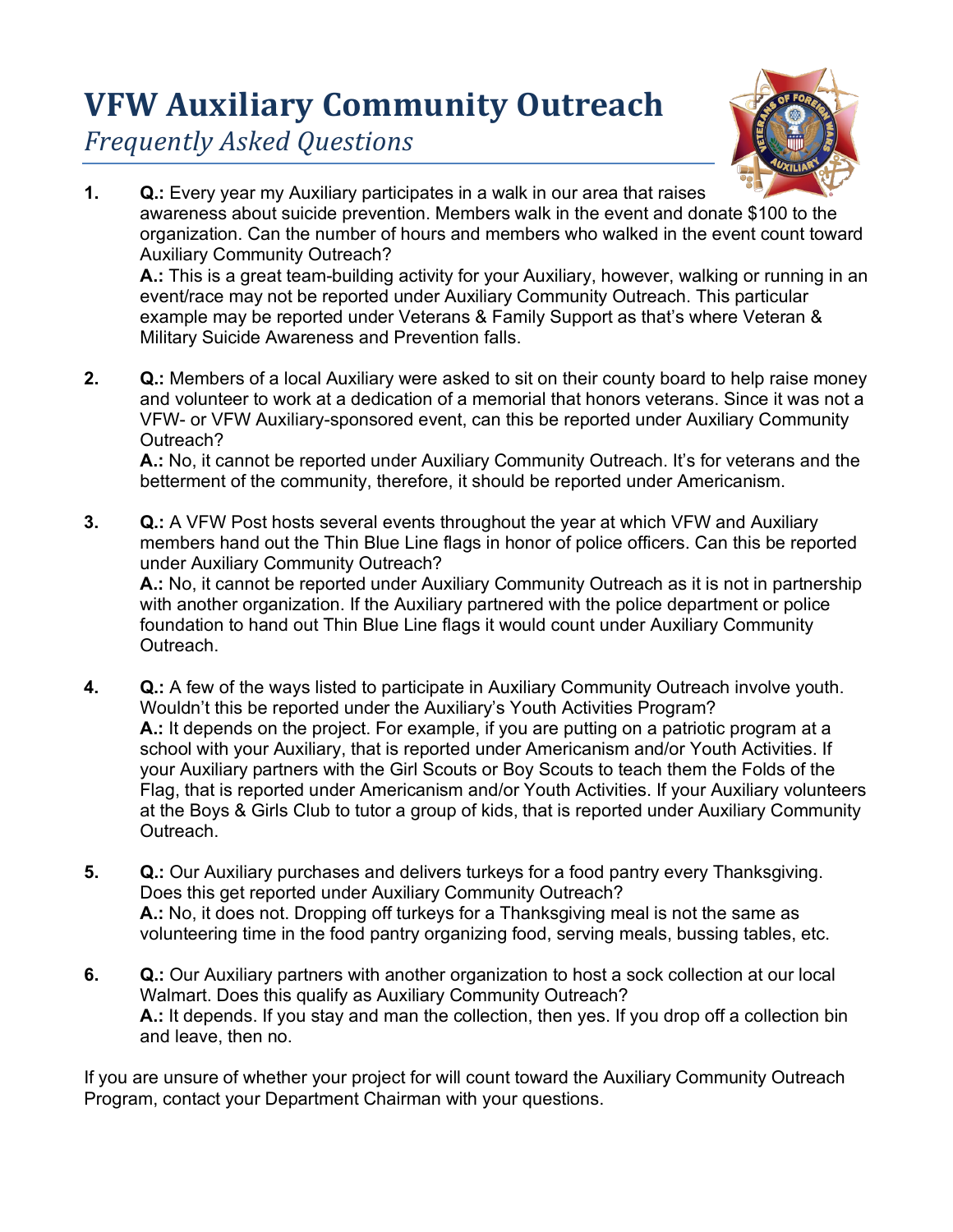# VFW Auxiliary Community Outreach

*Frequently Asked Questions*

1. **Q.:** Every year my Auxiliary participates in a walk in our area that raises awareness about suicide prevention. Members walk in the event and donate $100 to the organization. Can the number of hours and members who walked in the event count toward Auxiliary Community Outreach?
   **A.:** This is a great team-building activity for your Auxiliary, however, walking or running in an event/race may not be reported under Auxiliary Community Outreach. This particular example may be reported under Veterans & Family Support as that's where Veteran & Military Suicide Awareness and Prevention falls.

2. **Q.:** Members of a local Auxiliary were asked to sit on their county board to help raise money and volunteer to work at a dedication of a memorial that honors veterans. Since it was not a VFW- or VFW Auxiliary-sponsored event, can this be reported under Auxiliary Community Outreach?
   **A.:** No, it cannot be reported under Auxiliary Community Outreach. It's for veterans and the betterment of the community, therefore, it should be reported under Americanism.

3. **Q.:** A VFW Post hosts several events throughout the year at which VFW and Auxiliary members hand out the Thin Blue Line flags in honor of police officers. Can this be reported under Auxiliary Community Outreach?
   **A.:** No, it cannot be reported under Auxiliary Community Outreach as it is not in partnership with another organization. If the Auxiliary partnered with the police department or police foundation to hand out Thin Blue Line flags it would count under Auxiliary Community Outreach.

4. **Q.:** A few of the ways listed to participate in Auxiliary Community Outreach involve youth. Wouldn't this be reported under the Auxiliary's Youth Activities Program?
   **A.:** It depends on the project. For example, if you are putting on a patriotic program at a school with your Auxiliary, that is reported under Americanism and/or Youth Activities. If your Auxiliary partners with the Girl Scouts or Boy Scouts to teach them the Folds of the Flag, that is reported under Americanism and/or Youth Activities. If your Auxiliary volunteers at the Boys & Girls Club to tutor a group of kids, that is reported under Auxiliary Community Outreach.

5. **Q.:** Our Auxiliary purchases and delivers turkeys for a food pantry every Thanksgiving. Does this get reported under Auxiliary Community Outreach?
   **A.:** No, it does not. Dropping off turkeys for a Thanksgiving meal is not the same as volunteering time in the food pantry organizing food, serving meals, bussing tables, etc.

6. **Q.:** Our Auxiliary partners with another organization to host a sock collection at our local Walmart. Does this qualify as Auxiliary Community Outreach?
   **A.:** It depends. If you stay and man the collection, then yes. If you drop off a collection bin and leave, then no.

If you are unsure of whether your project for will count toward the Auxiliary Community Outreach Program, contact your Department Chairman with your questions.